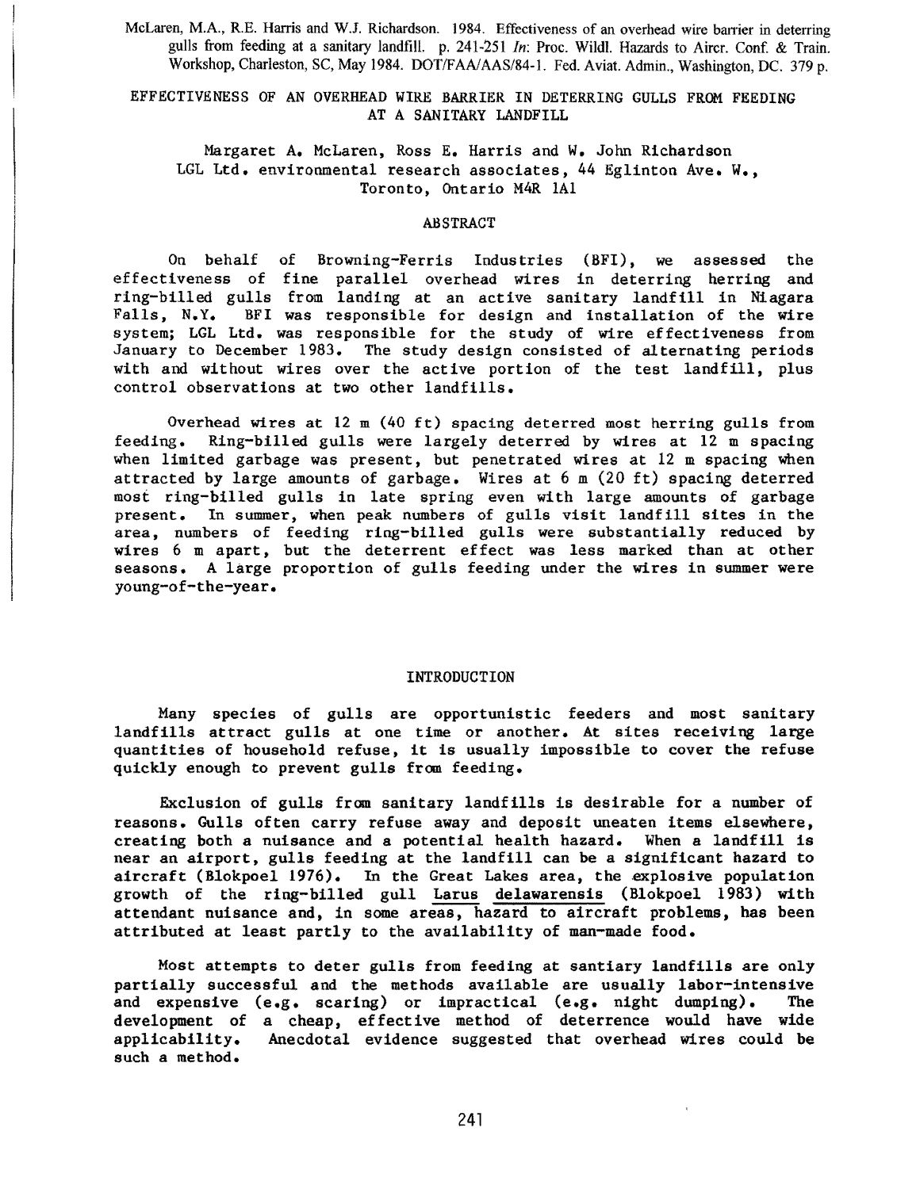McLaren, M.A., R.E. Harris and W.J. Richardson. 1984. Effectiveness of an overhead wire barrier in deterring gulls from feeding at a sanitary landfill. p. 241-251 *In*: Proc. Wildl. Hazards to Aircr. Conf. & Train. Workshop, Charleston, SC, May 1984. DOT/FAA/AAS/84-1. Fed. Aviat. Admin., Washington, DC. 379 p.

# EFFECTIVENESS OF AN OVERHEAD WIRE BARRIER IN DETERRING GULLS FROM FEEDING AT A SANITARY LANDFILL

Margaret A. McLaren, Ross E. Harris and W. John Richardson
LGL Ltd. environmental research associates, 44 Eglinton Ave. W., Toronto, Ontario M4R 1A1

## ABSTRACT

On behalf of Browning-Ferris Industries (BFI), we assessed the effectiveness of fine parallel overhead wires in deterring herring and ring-billed gulls from landing at an active sanitary landfill in Niagara Falls, N.Y. BFI was responsible for design and installation of the wire system; LGL Ltd. was responsible for the study of wire effectiveness from January to December 1983. The study design consisted of alternating periods with and without wires over the active portion of the test landfill, plus control observations at two other landfills.

Overhead wires at 12 m (40 ft) spacing deterred most herring gulls from feeding. Ring-billed gulls were largely deterred by wires at 12 m spacing when limited garbage was present, but penetrated wires at 12 m spacing when attracted by large amounts of garbage. Wires at 6 m (20 ft) spacing deterred most ring-billed gulls in late spring even with large amounts of garbage present. In summer, when peak numbers of gulls visit landfill sites in the area, numbers of feeding ring-billed gulls were substantially reduced by wires 6 m apart, but the deterrent effect was less marked than at other seasons. A large proportion of gulls feeding under the wires in summer were young-of-the-year.

## INTRODUCTION

Many species of gulls are opportunistic feeders and most sanitary landfills attract gulls at one time or another. At sites receiving large quantities of household refuse, it is usually impossible to cover the refuse quickly enough to prevent gulls from feeding.

Exclusion of gulls from sanitary landfills is desirable for a number of reasons. Gulls often carry refuse away and deposit uneaten items elsewhere, creating both a nuisance and a potential health hazard. When a landfill is near an airport, gulls feeding at the landfill can be a significant hazard to aircraft (Blokpoel 1976). In the Great Lakes area, the explosive population growth of the ring-billed gull *Larus delawarensis* (Blokpoel 1983) with attendant nuisance and, in some areas, hazard to aircraft problems, has been attributed at least partly to the availability of man-made food.

Most attempts to deter gulls from feeding at santiary landfills are only partially successful and the methods available are usually labor-intensive and expensive (e.g. scaring) or impractical (e.g. night dumping). The development of a cheap, effective method of deterrence would have wide applicability. Anecdotal evidence suggested that overhead wires could be such a method.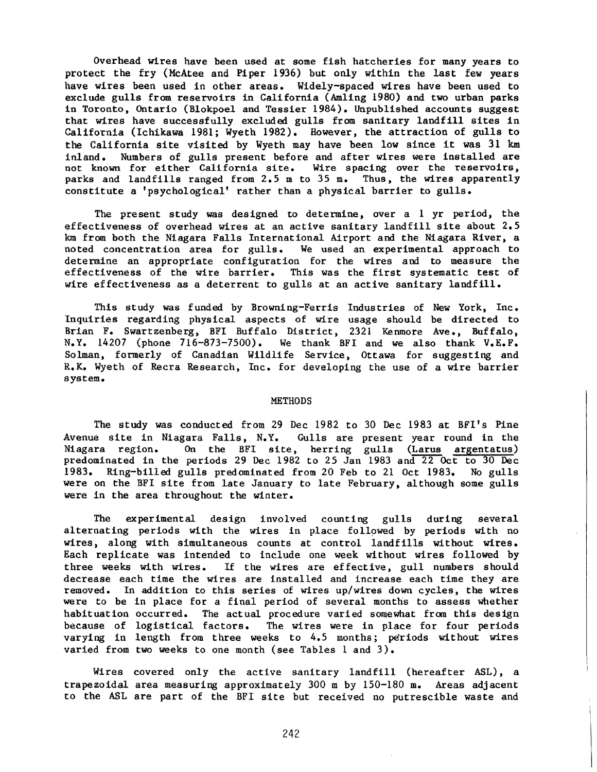Overhead wires have been used at some fish hatcheries for many years to protect the fry (McAtee and Piper 1936) but only within the last few years have wires been used in other areas. Widely-spaced wires have been used to exclude gulls from reservoirs in California (Amling 1980) and two urban parks in Toronto, Ontario (Blokpoel and Tessier 1984). Unpublished accounts suggest that wires have successfully excluded gulls from sanitary landfill sites in California (Ichikawa 1981; Wyeth 1982). However, the attraction of gulls to the California site visited by Wyeth may have been low since it was 31 km inland. Numbers of gulls present before and after wires were installed are not known for either California site. Wire spacing over the reservoirs, parks and landfills ranged from 2.5 m to 35 m. Thus, the wires apparently constitute a 'psychological' rather than a physical barrier to gulls.

The present study was designed to determine, over a 1 yr period, the effectiveness of overhead wires at an active sanitary landfill site about 2.5 km from both the Niagara Falls International Airport and the Niagara River, a noted concentration area for gulls. We used an experimental approach to determine an appropriate configuration for the wires and to measure the effectiveness of the wire barrier. This was the first systematic test of wire effectiveness as a deterrent to gulls at an active sanitary landfill.

This study was funded by Browning-Ferris Industries of New York, Inc. Inquiries regarding physical aspects of wire usage should be directed to Brian F. Swartzenberg, BFI Buffalo District, 2321 Kenmore Ave., Buffalo, N.Y. 14207 (phone 716-873-7500). We thank BFI and we also thank V.E.F. Solman, formerly of Canadian Wildlife Service, Ottawa for suggesting and R.K. Wyeth of Recra Research, Inc. for developing the use of a wire barrier system.

## METHODS

The study was conducted from 29 Dec 1982 to 30 Dec 1983 at BFI's Pine Avenue site in Niagara Falls, N.Y. Gulls are present year round in the Niagara region. On the BFI site, herring gulls (*Larus argentatus*) predominated in the periods 29 Dec 1982 to 25 Jan 1983 and 22 Oct to 30 Dec 1983. Ring-billed gulls predominated from 20 Feb to 21 Oct 1983. No gulls were on the BFI site from late January to late February, although some gulls were in the area throughout the winter.

The experimental design involved counting gulls during several alternating periods with the wires in place followed by periods with no wires, along with simultaneous counts at control landfills without wires. Each replicate was intended to include one week without wires followed by three weeks with wires. If the wires are effective, gull numbers should decrease each time the wires are installed and increase each time they are removed. In addition to this series of wires up/wires down cycles, the wires were to be in place for a final period of several months to assess whether habituation occurred. The actual procedure varied somewhat from this design because of logistical factors. The wires were in place for four periods varying in length from three weeks to 4.5 months; periods without wires varied from two weeks to one month (see Tables 1 and 3).

Wires covered only the active sanitary landfill (hereafter ASL), a trapezoidal area measuring approximately 300 m by 150-180 m. Areas adjacent to the ASL are part of the BFI site but received no putrescible waste and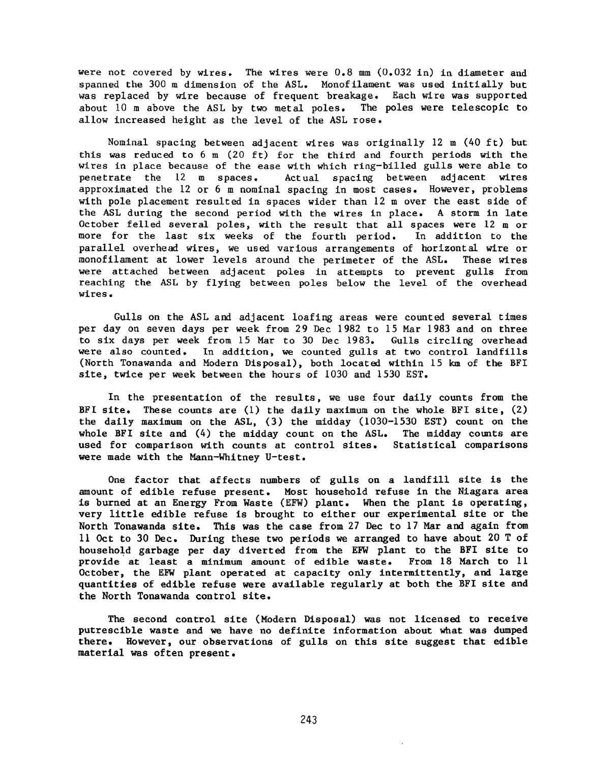were not covered by wires. The wires were 0.8 mm (0.032 in) in diameter and spanned the 300 m dimension of the ASL. Monofilament was used initially but was replaced by wire because of frequent breakage. Each wire was supported about 10 m above the ASL by two metal poles. The poles were telescopic to allow increased height as the level of the ASL rose.

Nominal spacing between adjacent wires was originally 12 m (40 ft) but this was reduced to 6 m (20 ft) for the third and fourth periods with the wires in place because of the ease with which ring-billed gulls were able to penetrate the 12 m spaces. Actual spacing between adjacent wires approximated the 12 or 6 m nominal spacing in most cases. However, problems with pole placement resulted in spaces wider than 12 m over the east side of the ASL during the second period with the wires in place. A storm in late October felled several poles, with the result that all spaces were 12 m or more for the last six weeks of the fourth period. In addition to the parallel overhead wires, we used various arrangements of horizontal wire or monofilament at lower levels around the perimeter of the ASL. These wires were attached between adjacent poles in attempts to prevent gulls from reaching the ASL by flying between poles below the level of the overhead wires.

Gulls on the ASL and adjacent loafing areas were counted several times per day on seven days per week from 29 Dec 1982 to 15 Mar 1983 and on three to six days per week from 15 Mar to 30 Dec 1983. Gulls circling overhead were also counted. In addition, we counted gulls at two control landfills (North Tonawanda and Modern Disposal), both located within 15 km of the BFI site, twice per week between the hours of 1030 and 1530 EST.

In the presentation of the results, we use four daily counts from the BFI site. These counts are (1) the daily maximum on the whole BFI site, (2) the daily maximum on the ASL, (3) the midday (1030-1530 EST) count on the whole BFI site and (4) the midday count on the ASL. The midday counts are used for comparison with counts at control sites. Statistical comparisons were made with the Mann-Whitney U-test.

One factor that affects numbers of gulls on a landfill site is the amount of edible refuse present. Most household refuse in the Niagara area is burned at an Energy From Waste (EFW) plant. When the plant is operating, very little edible refuse is brought to either our experimental site or the North Tonawanda site. This was the case from 27 Dec to 17 Mar and again from 11 Oct to 30 Dec. During these two periods we arranged to have about 20 T of household garbage per day diverted from the EFW plant to the BFI site to provide at least a minimum amount of edible waste. From 18 March to 11 October, the EFW plant operated at capacity only intermittently, and large quantities of edible refuse were available regularly at both the BFI site and the North Tonawanda control site.

The second control site (Modern Disposal) was not licensed to receive putrescible waste and we have no definite information about what was dumped there. However, our observations of gulls on this site suggest that edible material was often present.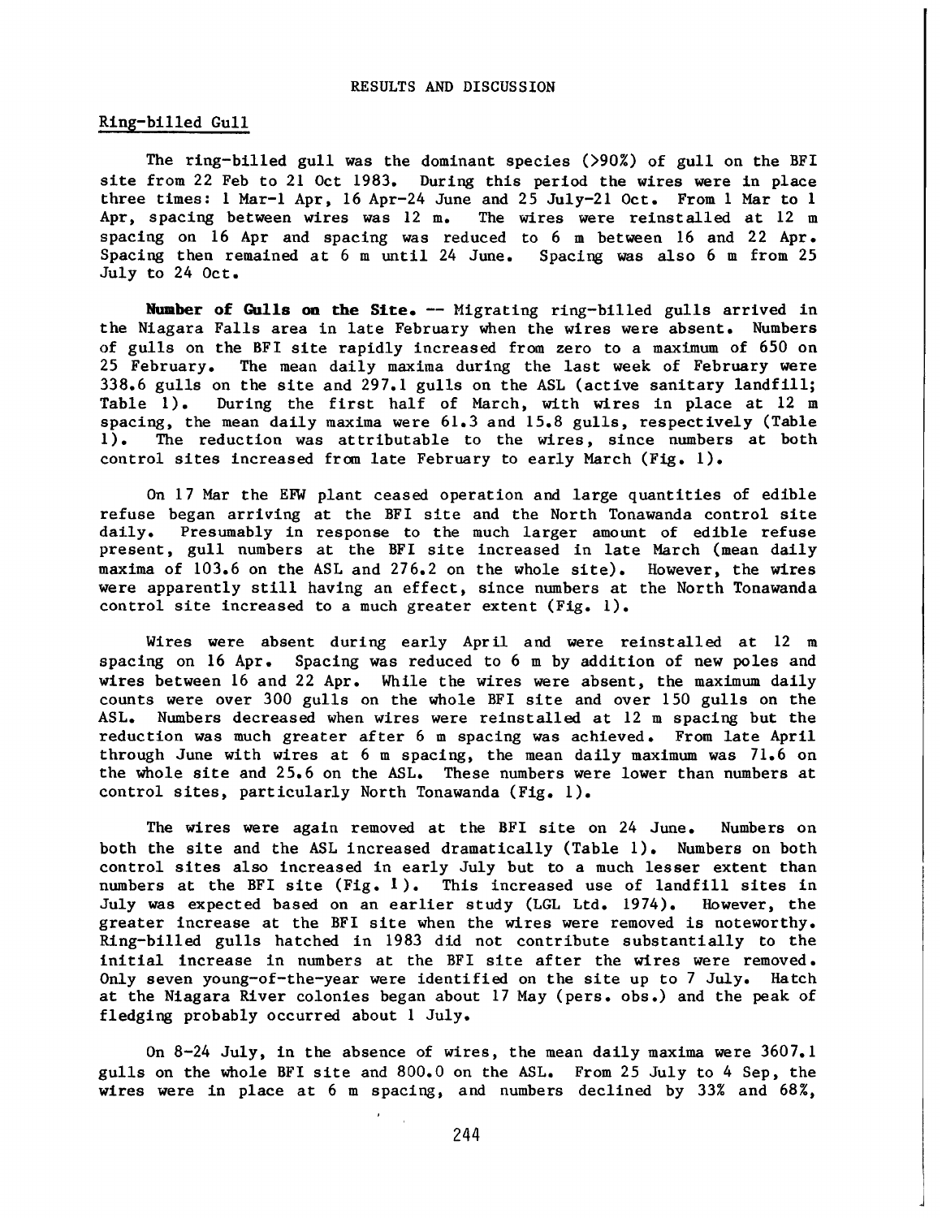## RESULTS AND DISCUSSION

### Ring-billed Gull

The ring-billed gull was the dominant species (>90%) of gull on the BFI site from 22 Feb to 21 Oct 1983. During this period the wires were in place three times: 1 Mar-1 Apr, 16 Apr-24 June and 25 July-21 Oct. From 1 Mar to 1 Apr, spacing between wires was 12 m. The wires were reinstalled at 12 m spacing on 16 Apr and spacing was reduced to 6 m between 16 and 22 Apr. Spacing then remained at 6 m until 24 June. Spacing was also 6 m from 25 July to 24 Oct.

**Number of Gulls on the Site.** -- Migrating ring-billed gulls arrived in the Niagara Falls area in late February when the wires were absent. Numbers of gulls on the BFI site rapidly increased from zero to a maximum of 650 on 25 February. The mean daily maxima during the last week of February were 338.6 gulls on the site and 297.1 gulls on the ASL (active sanitary landfill; Table 1). During the first half of March, with wires in place at 12 m spacing, the mean daily maxima were 61.3 and 15.8 gulls, respectively (Table 1). The reduction was attributable to the wires, since numbers at both control sites increased from late February to early March (Fig. 1).

On 17 Mar the EFW plant ceased operation and large quantities of edible refuse began arriving at the BFI site and the North Tonawanda control site daily. Presumably in response to the much larger amount of edible refuse present, gull numbers at the BFI site increased in late March (mean daily maxima of 103.6 on the ASL and 276.2 on the whole site). However, the wires were apparently still having an effect, since numbers at the North Tonawanda control site increased to a much greater extent (Fig. 1).

Wires were absent during early April and were reinstalled at 12 m spacing on 16 Apr. Spacing was reduced to 6 m by addition of new poles and wires between 16 and 22 Apr. While the wires were absent, the maximum daily counts were over 300 gulls on the whole BFI site and over 150 gulls on the ASL. Numbers decreased when wires were reinstalled at 12 m spacing but the reduction was much greater after 6 m spacing was achieved. From late April through June with wires at 6 m spacing, the mean daily maximum was 71.6 on the whole site and 25.6 on the ASL. These numbers were lower than numbers at control sites, particularly North Tonawanda (Fig. 1).

The wires were again removed at the BFI site on 24 June. Numbers on both the site and the ASL increased dramatically (Table 1). Numbers on both control sites also increased in early July but to a much lesser extent than numbers at the BFI site (Fig. 1). This increased use of landfill sites in July was expected based on an earlier study (LGL Ltd. 1974). However, the greater increase at the BFI site when the wires were removed is noteworthy. Ring-billed gulls hatched in 1983 did not contribute substantially to the initial increase in numbers at the BFI site after the wires were removed. Only seven young-of-the-year were identified on the site up to 7 July. Hatch at the Niagara River colonies began about 17 May (pers. obs.) and the peak of fledging probably occurred about 1 July.

On 8-24 July, in the absence of wires, the mean daily maxima were 3607.1 gulls on the whole BFI site and 800.0 on the ASL. From 25 July to 4 Sep, the wires were in place at 6 m spacing, and numbers declined by 33% and 68%,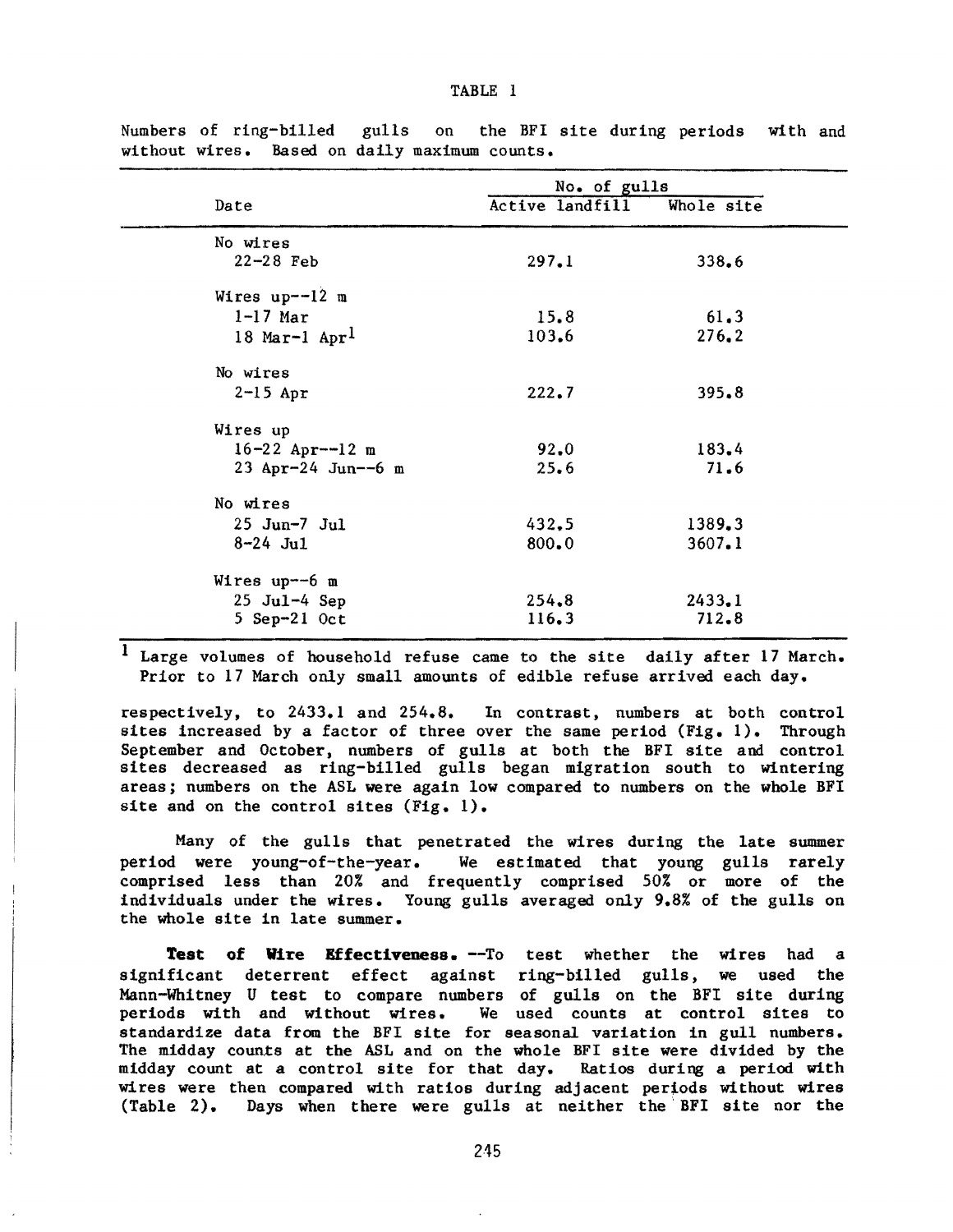TABLE 1

Numbers of ring-billed gulls on the BFI site during periods with and without wires. Based on daily maximum counts.

| Date | No. of gulls | |
|---|---|---|
| | Active landfill | Whole site |
| No wires | | |
| 22-28 Feb | 297.1 | 338.6 |
| Wires up--12 m | | |
| 1-17 Mar | 15.8 | 61.3 |
| 18 Mar-1 Apr[1] | 103.6 | 276.2 |
| No wires | | |
| 2-15 Apr | 222.7 | 395.8 |
| Wires up | | |
| 16-22 Apr--12 m | 92.0 | 183.4 |
| 23 Apr-24 Jun--6 m | 25.6 | 71.6 |
| No wires | | |
| 25 Jun-7 Jul | 432.5 | 1389.3 |
| 8-24 Jul | 800.0 | 3607.1 |
| Wires up--6 m | | |
| 25 Jul-4 Sep | 254.8 | 2433.1 |
| 5 Sep-21 Oct | 116.3 | 712.8 |

[1] Large volumes of household refuse came to the site daily after 17 March. Prior to 17 March only small amounts of edible refuse arrived each day.

respectively, to 2433.1 and 254.8. In contrast, numbers at both control sites increased by a factor of three over the same period (Fig. 1). Through September and October, numbers of gulls at both the BFI site and control sites decreased as ring-billed gulls began migration south to wintering areas; numbers on the ASL were again low compared to numbers on the whole BFI site and on the control sites (Fig. 1).

Many of the gulls that penetrated the wires during the late summer period were young-of-the-year. We estimated that young gulls rarely comprised less than 20% and frequently comprised 50% or more of the individuals under the wires. Young gulls averaged only 9.8% of the gulls on the whole site in late summer.

**Test of Wire Effectiveness.** --To test whether the wires had a significant deterrent effect against ring-billed gulls, we used the Mann-Whitney U test to compare numbers of gulls on the BFI site during periods with and without wires. We used counts at control sites to standardize data from the BFI site for seasonal variation in gull numbers. The midday counts at the ASL and on the whole BFI site were divided by the midday count at a control site for that day. Ratios during a period with wires were then compared with ratios during adjacent periods without wires (Table 2). Days when there were gulls at neither the BFI site nor the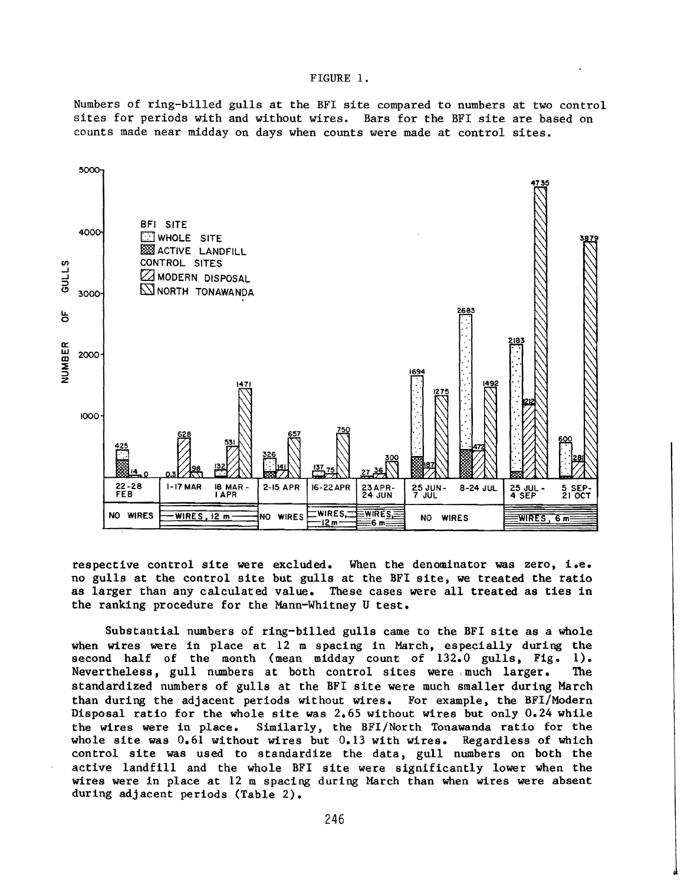FIGURE 1.

Numbers of ring-billed gulls at the BFI site compared to numbers at two control sites for periods with and without wires. Bars for the BFI site are based on counts made near midday on days when counts were made at control sites.

NUMBER OF GULLS

5000
4000
3000
2000
1000

BFI SITE
WHOLE SITE
ACTIVE LANDFILL
CONTROL SITES
MODERN DISPOSAL
NORTH TONAWANDA

425 14 0
0.3 628 98
132 531 1471
326 141 657
137 75 750
27 36 300
1694 187 1275
2683 472 1492
2183 1212 4735
600 281 3879

22-28 FEB
1-17 MAR
18 MAR - 1 APR
2-15 APR
16-22 APR
23 APR - 24 JUN
25 JUN - 7 JUL
8-24 JUL
25 JUL - 4 SEP
5 SEP - 21 OCT

NO WIRES
WIRES, 12 m
NO WIRES
WIRES, 12 m
WIRES, 6 m
NO WIRES
WIRES, 6 m

respective control site were excluded. When the denominator was zero, i.e. no gulls at the control site but gulls at the BFI site, we treated the ratio as larger than any calculated value. These cases were all treated as ties in the ranking procedure for the Mann-Whitney U test.

Substantial numbers of ring-billed gulls came to the BFI site as a whole when wires were in place at 12 m spacing in March, especially during the second half of the month (mean midday count of 132.0 gulls, Fig. 1). Nevertheless, gull numbers at both control sites were much larger. The standardized numbers of gulls at the BFI site were much smaller during March than during the adjacent periods without wires. For example, the BFI/Modern Disposal ratio for the whole site was 2.65 without wires but only 0.24 while the wires were in place. Similarly, the BFI/North Tonawanda ratio for the whole site was 0.61 without wires but 0.13 with wires. Regardless of which control site was used to standardize the data, gull numbers on both the active landfill and the whole BFI site were significantly lower when the wires were in place at 12 m spacing during March than when wires were absent during adjacent periods (Table 2).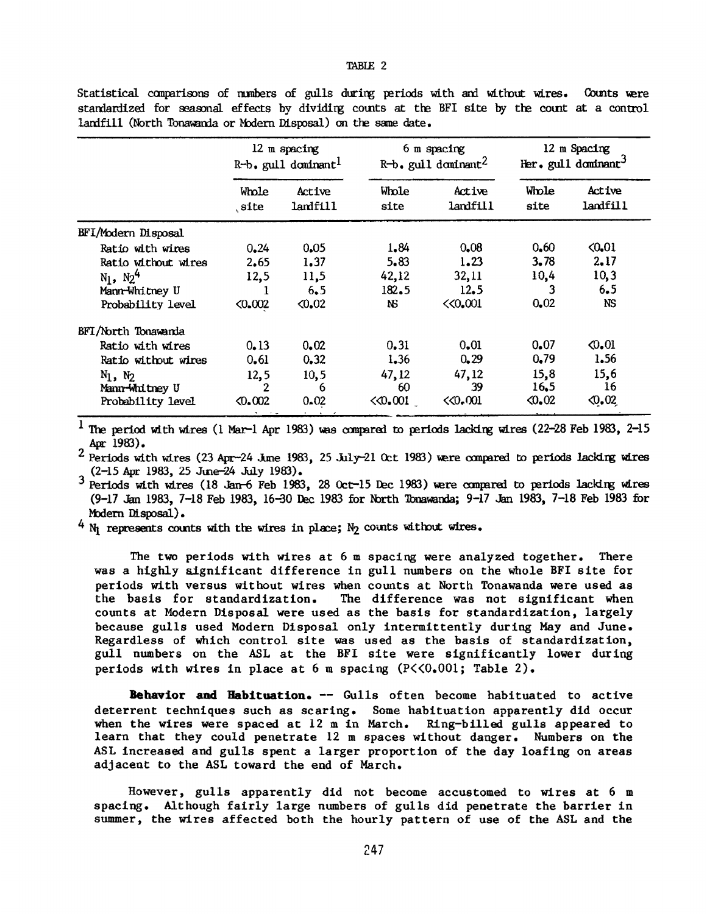TABLE 2

Statistical comparisons of numbers of gulls during periods with and without wires. Counts were standardized for seasonal effects by dividing counts at the BFI site by the count at a control landfill (North Tonawanda or Modern Disposal) on the same date.

| | 12 m spacing R-b. gull dominant[1] | | 6 m spacing R-b. gull dominant[2] | | 12 m Spacing Her. gull dominant[3] | |
|---|---|---|---|---|---|---|
| | Whole site | Active landfill | Whole site | Active landfill | Whole site | Active landfill |
| BFI/Modern Disposal | | | | | | |
| Ratio with wires | 0.24 | 0.05 | 1.84 | 0.08 | 0.60 | <0.01 |
| Ratio without wires | 2.65 | 1.37 | 5.83 | 1.23 | 3.78 | 2.17 |
| $N_1$, $N_2$[4] | 12,5 | 11,5 | 42,12 | 32,11 | 10,4 | 10,3 |
| Mann-Whitney U | 1 | 6.5 | 182.5 | 12.5 | 3 | 6.5 |
| Probability level | <0.002 | <0.02 | NS | <<0.001 | 0.02 | NS |
| BFI/North Tonawanda | | | | | | |
| Ratio with wires | 0.13 | 0.02 | 0.31 | 0.01 | 0.07 | <0.01 |
| Ratio without wires | 0.61 | 0.32 | 1.36 | 0.29 | 0.79 | 1.56 |
| $N_1$, $N_2$ | 12,5 | 10,5 | 47,12 | 47,12 | 15,8 | 15,6 |
| Mann-Whitney U | 2 | 6 | 60 | 39 | 16.5 | 16 |
| Probability level | <0.002 | 0.02 | <<0.001 | <<0.001 | <0.02 | <0.02 |

[1] The period with wires (1 Mar-1 Apr 1983) was compared to periods lacking wires (22-28 Feb 1983, 2-15 Apr 1983).

[2] Periods with wires (23 Apr-24 June 1983, 25 July-21 Oct 1983) were compared to periods lacking wires (2-15 Apr 1983, 25 June-24 July 1983).

[3] Periods with wires (18 Jan-6 Feb 1983, 28 Oct-15 Dec 1983) were compared to periods lacking wires (9-17 Jan 1983, 7-18 Feb 1983, 16-30 Dec 1983 for North Tonawanda; 9-17 Jan 1983, 7-18 Feb 1983 for Modern Disposal).

[4] $N_1$ represents counts with the wires in place; $N_2$ counts without wires.

The two periods with wires at 6 m spacing were analyzed together. There was a highly significant difference in gull numbers on the whole BFI site for periods with versus without wires when counts at North Tonawanda were used as the basis for standardization. The difference was not significant when counts at Modern Disposal were used as the basis for standardization, largely because gulls used Modern Disposal only intermittently during May and June. Regardless of which control site was used as the basis of standardization, gull numbers on the ASL at the BFI site were significantly lower during periods with wires in place at 6 m spacing ($P << 0.001$; Table 2).

**Behavior and Habituation.** -- Gulls often become habituated to active deterrent techniques such as scaring. Some habituation apparently did occur when the wires were spaced at 12 m in March. Ring-billed gulls appeared to learn that they could penetrate 12 m spaces without danger. Numbers on the ASL increased and gulls spent a larger proportion of the day loafing on areas adjacent to the ASL toward the end of March.

However, gulls apparently did not become accustomed to wires at 6 m spacing. Although fairly large numbers of gulls did penetrate the barrier in summer, the wires affected both the hourly pattern of use of the ASL and the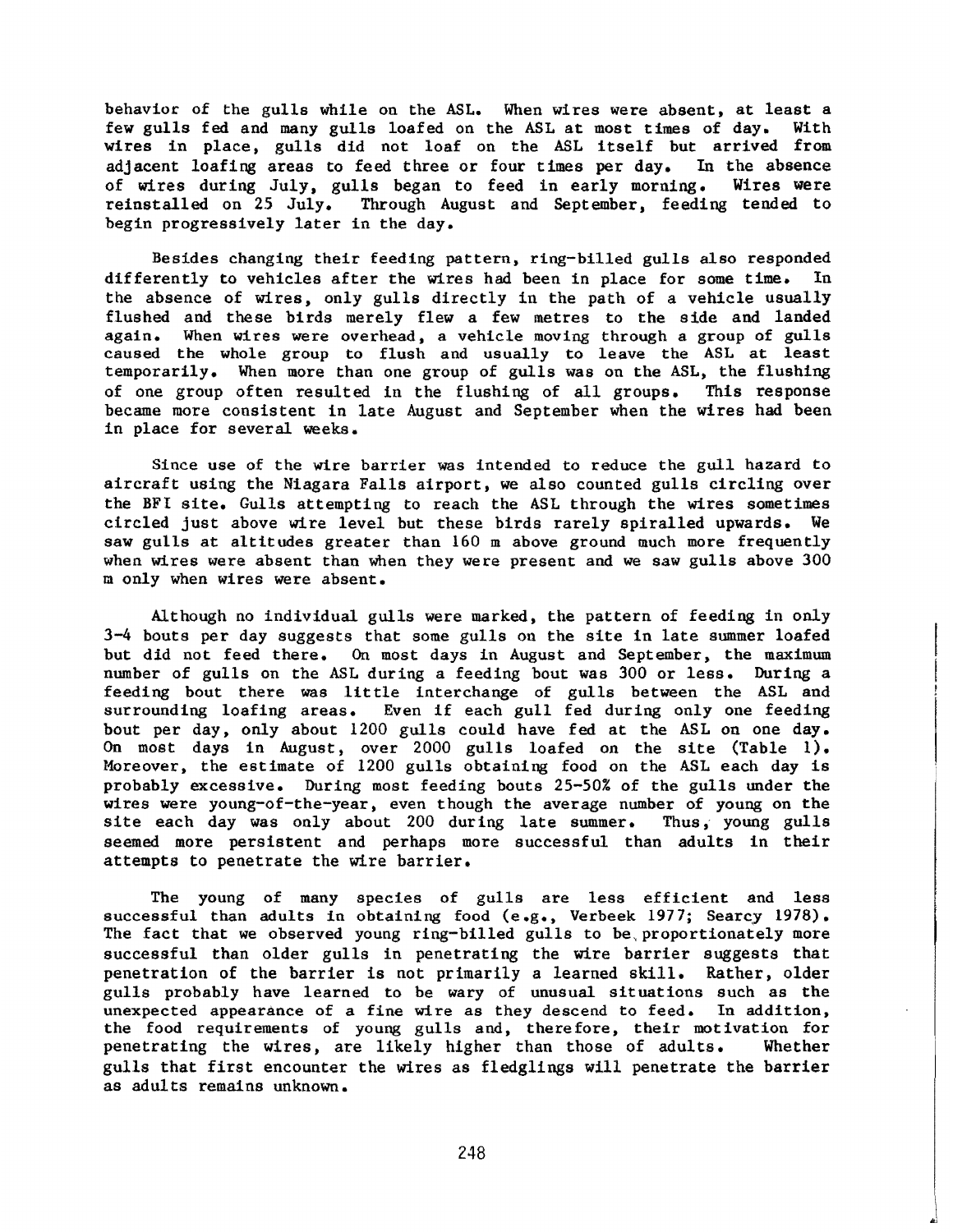behavior of the gulls while on the ASL. When wires were absent, at least a few gulls fed and many gulls loafed on the ASL at most times of day. With wires in place, gulls did not loaf on the ASL itself but arrived from adjacent loafing areas to feed three or four times per day. In the absence of wires during July, gulls began to feed in early morning. Wires were reinstalled on 25 July. Through August and September, feeding tended to begin progressively later in the day.

Besides changing their feeding pattern, ring-billed gulls also responded differently to vehicles after the wires had been in place for some time. In the absence of wires, only gulls directly in the path of a vehicle usually flushed and these birds merely flew a few metres to the side and landed again. When wires were overhead, a vehicle moving through a group of gulls caused the whole group to flush and usually to leave the ASL at least temporarily. When more than one group of gulls was on the ASL, the flushing of one group often resulted in the flushing of all groups. This response became more consistent in late August and September when the wires had been in place for several weeks.

Since use of the wire barrier was intended to reduce the gull hazard to aircraft using the Niagara Falls airport, we also counted gulls circling over the BFI site. Gulls attempting to reach the ASL through the wires sometimes circled just above wire level but these birds rarely spiralled upwards. We saw gulls at altitudes greater than 160 m above ground much more frequently when wires were absent than when they were present and we saw gulls above 300 m only when wires were absent.

Although no individual gulls were marked, the pattern of feeding in only 3-4 bouts per day suggests that some gulls on the site in late summer loafed but did not feed there. On most days in August and September, the maximum number of gulls on the ASL during a feeding bout was 300 or less. During a feeding bout there was little interchange of gulls between the ASL and surrounding loafing areas. Even if each gull fed during only one feeding bout per day, only about 1200 gulls could have fed at the ASL on one day. On most days in August, over 2000 gulls loafed on the site (Table 1). Moreover, the estimate of 1200 gulls obtaining food on the ASL each day is probably excessive. During most feeding bouts 25-50% of the gulls under the wires were young-of-the-year, even though the average number of young on the site each day was only about 200 during late summer. Thus, young gulls seemed more persistent and perhaps more successful than adults in their attempts to penetrate the wire barrier.

The young of many species of gulls are less efficient and less successful than adults in obtaining food (e.g., Verbeek 1977; Searcy 1978). The fact that we observed young ring-billed gulls to be proportionately more successful than older gulls in penetrating the wire barrier suggests that penetration of the barrier is not primarily a learned skill. Rather, older gulls probably have learned to be wary of unusual situations such as the unexpected appearance of a fine wire as they descend to feed. In addition, the food requirements of young gulls and, therefore, their motivation for penetrating the wires, are likely higher than those of adults. Whether gulls that first encounter the wires as fledglings will penetrate the barrier as adults remains unknown.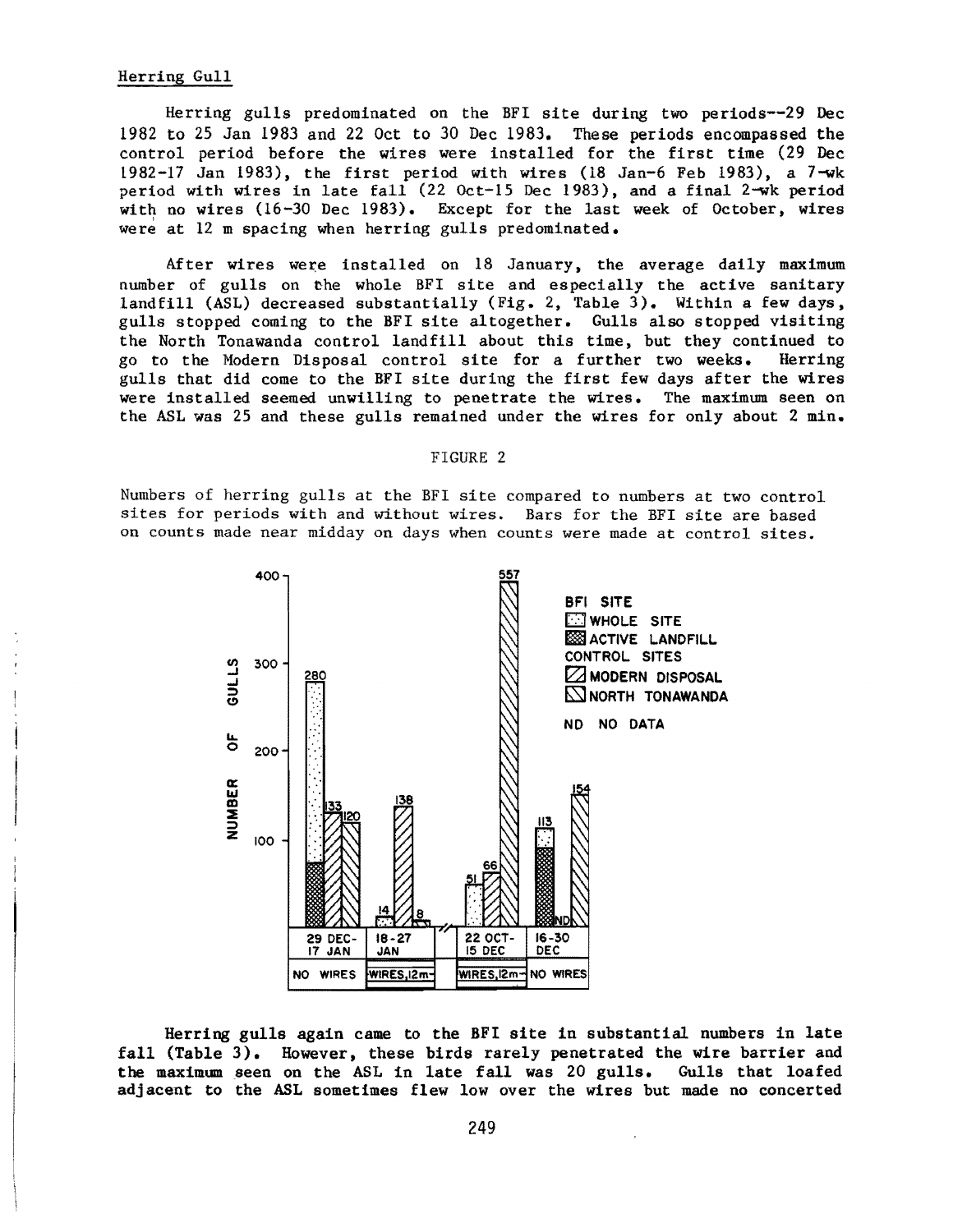### Herring Gull

Herring gulls predominated on the BFI site during two periods--29 Dec 1982 to 25 Jan 1983 and 22 Oct to 30 Dec 1983. These periods encompassed the control period before the wires were installed for the first time (29 Dec 1982-17 Jan 1983), the first period with wires (18 Jan-6 Feb 1983), a 7-wk period with wires in late fall (22 Oct-15 Dec 1983), and a final 2-wk period with no wires (16-30 Dec 1983). Except for the last week of October, wires were at 12 m spacing when herring gulls predominated.

After wires were installed on 18 January, the average daily maximum number of gulls on the whole BFI site and especially the active sanitary landfill (ASL) decreased substantially (Fig. 2, Table 3). Within a few days, gulls stopped coming to the BFI site altogether. Gulls also stopped visiting the North Tonawanda control landfill about this time, but they continued to go to the Modern Disposal control site for a further two weeks. Herring gulls that did come to the BFI site during the first few days after the wires were installed seemed unwilling to penetrate the wires. The maximum seen on the ASL was 25 and these gulls remained under the wires for only about 2 min.

FIGURE 2

Numbers of herring gulls at the BFI site compared to numbers at two control sites for periods with and without wires. Bars for the BFI site are based on counts made near midday on days when counts were made at control sites.

NUMBER OF GULLS
400
300
200
100

280
133
120
14
138
8
51
66
557
113
ND
154

29 DEC-17 JAN
18-27 JAN
22 OCT-15 DEC
16-30 DEC

NO WIRES
WIRES, 12m
WIRES, 12m
NO WIRES

BFI SITE
WHOLE SITE
ACTIVE LANDFILL
CONTROL SITES
MODERN DISPOSAL
NORTH TONAWANDA
ND NO DATA

Herring gulls again came to the BFI site in substantial numbers in late fall (Table 3). However, these birds rarely penetrated the wire barrier and the maximum seen on the ASL in late fall was 20 gulls. Gulls that loafed adjacent to the ASL sometimes flew low over the wires but made no concerted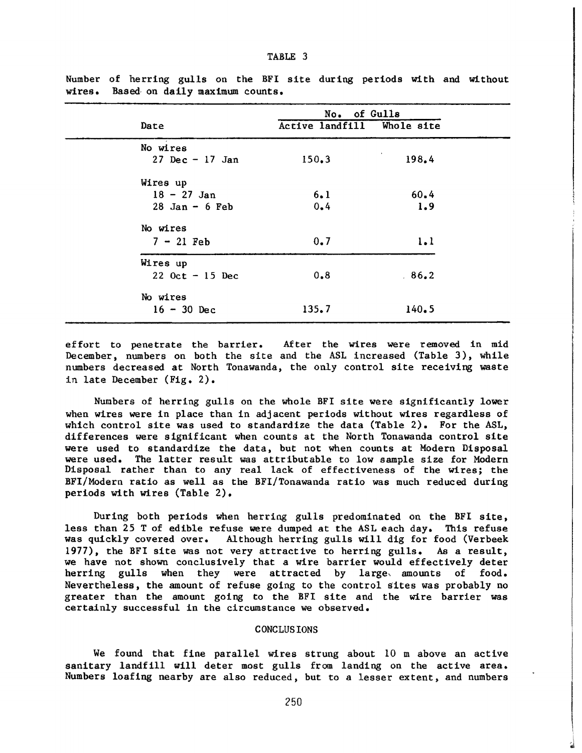TABLE 3

Number of herring gulls on the BFI site during periods with and without wires. Based on daily maximum counts.

| Date | No. of Gulls | |
|---|---|---|
| | Active landfill | Whole site |
| No wires | | |
| 27 Dec - 17 Jan | 150.3 | 198.4 |
| Wires up | | |
| 18 - 27 Jan | 6.1 | 60.4 |
| 28 Jan - 6 Feb | 0.4 | 1.9 |
| No wires | | |
| 7 - 21 Feb | 0.7 | 1.1 |
| Wires up | | |
| 22 Oct - 15 Dec | 0.8 | 86.2 |
| No wires | | |
| 16 - 30 Dec | 135.7 | 140.5 |

effort to penetrate the barrier. After the wires were removed in mid December, numbers on both the site and the ASL increased (Table 3), while numbers decreased at North Tonawanda, the only control site receiving waste in late December (Fig. 2).

Numbers of herring gulls on the whole BFI site were significantly lower when wires were in place than in adjacent periods without wires regardless of which control site was used to standardize the data (Table 2). For the ASL, differences were significant when counts at the North Tonawanda control site were used to standardize the data, but not when counts at Modern Disposal were used. The latter result was attributable to low sample size for Modern Disposal rather than to any real lack of effectiveness of the wires; the BFI/Modern ratio as well as the BFI/Tonawanda ratio was much reduced during periods with wires (Table 2).

During both periods when herring gulls predominated on the BFI site, less than 25 T of edible refuse were dumped at the ASL each day. This refuse was quickly covered over. Although herring gulls will dig for food (Verbeek 1977), the BFI site was not very attractive to herring gulls. As a result, we have not shown conclusively that a wire barrier would effectively deter herring gulls when they were attracted by large amounts of food. Nevertheless, the amount of refuse going to the control sites was probably no greater than the amount going to the BFI site and the wire barrier was certainly successful in the circumstance we observed.

## CONCLUSIONS

We found that fine parallel wires strung about 10 m above an active sanitary landfill will deter most gulls from landing on the active area. Numbers loafing nearby are also reduced, but to a lesser extent, and numbers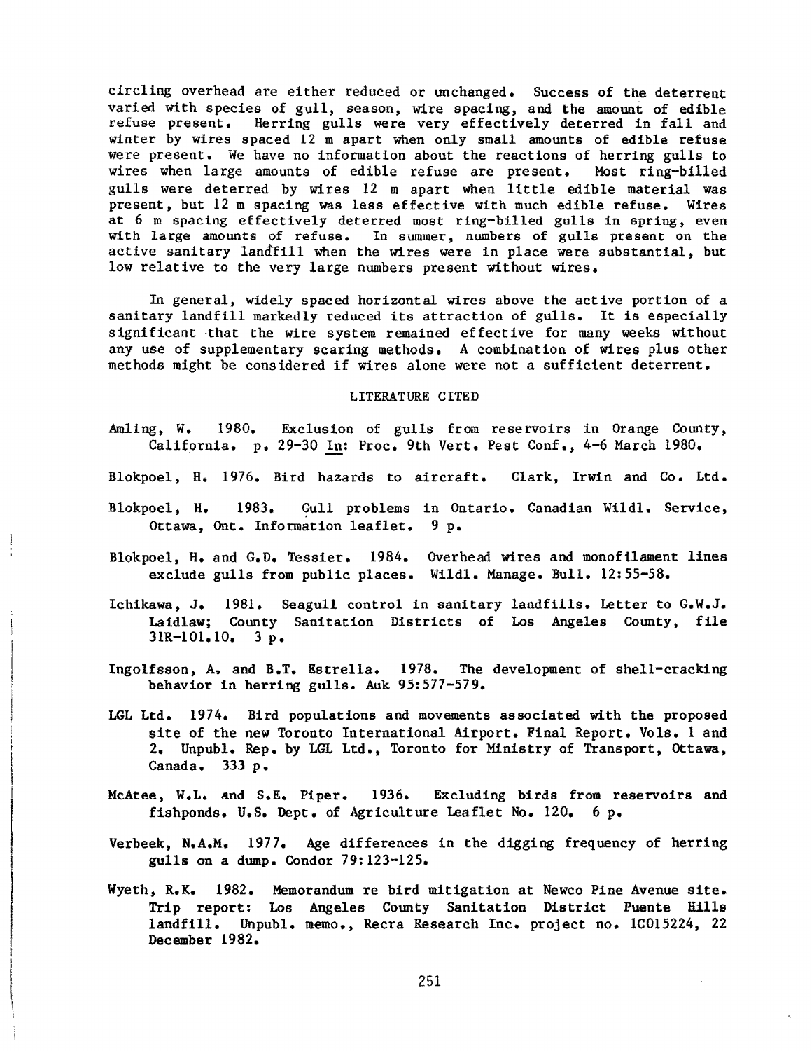circling overhead are either reduced or unchanged. Success of the deterrent varied with species of gull, season, wire spacing, and the amount of edible refuse present. Herring gulls were very effectively deterred in fall and winter by wires spaced 12 m apart when only small amounts of edible refuse were present. We have no information about the reactions of herring gulls to wires when large amounts of edible refuse are present. Most ring-billed gulls were deterred by wires 12 m apart when little edible material was present, but 12 m spacing was less effective with much edible refuse. Wires at 6 m spacing effectively deterred most ring-billed gulls in spring, even with large amounts of refuse. In summer, numbers of gulls present on the active sanitary landfill when the wires were in place were substantial, but low relative to the very large numbers present without wires.

In general, widely spaced horizontal wires above the active portion of a sanitary landfill markedly reduced its attraction of gulls. It is especially significant that the wire system remained effective for many weeks without any use of supplementary scaring methods. A combination of wires plus other methods might be considered if wires alone were not a sufficient deterrent.

## LITERATURE CITED

Amling, W. 1980. Exclusion of gulls from reservoirs in Orange County, California. p. 29-30 In: Proc. 9th Vert. Pest Conf., 4-6 March 1980.

Blokpoel, H. 1976. Bird hazards to aircraft. Clark, Irwin and Co. Ltd.

Blokpoel, H. 1983. Gull problems in Ontario. Canadian Wildl. Service, Ottawa, Ont. Information leaflet. 9 p.

Blokpoel, H. and G.D. Tessier. 1984. Overhead wires and monofilament lines exclude gulls from public places. Wildl. Manage. Bull. 12:55-58.

Ichikawa, J. 1981. Seagull control in sanitary landfills. Letter to G.W.J. Laidlaw; County Sanitation Districts of Los Angeles County, file 31R-101.10. 3 p.

Ingolfsson, A. and B.T. Estrella. 1978. The development of shell-cracking behavior in herring gulls. Auk 95:577-579.

LGL Ltd. 1974. Bird populations and movements associated with the proposed site of the new Toronto International Airport. Final Report. Vols. 1 and 2. Unpubl. Rep. by LGL Ltd., Toronto for Ministry of Transport, Ottawa, Canada. 333 p.

McAtee, W.L. and S.E. Piper. 1936. Excluding birds from reservoirs and fishponds. U.S. Dept. of Agriculture Leaflet No. 120. 6 p.

Verbeek, N.A.M. 1977. Age differences in the digging frequency of herring gulls on a dump. Condor 79:123-125.

Wyeth, R.K. 1982. Memorandum re bird mitigation at Newco Pine Avenue site. Trip report: Los Angeles County Sanitation District Puente Hills landfill. Unpubl. memo., Recra Research Inc. project no. 1C015224, 22 December 1982.